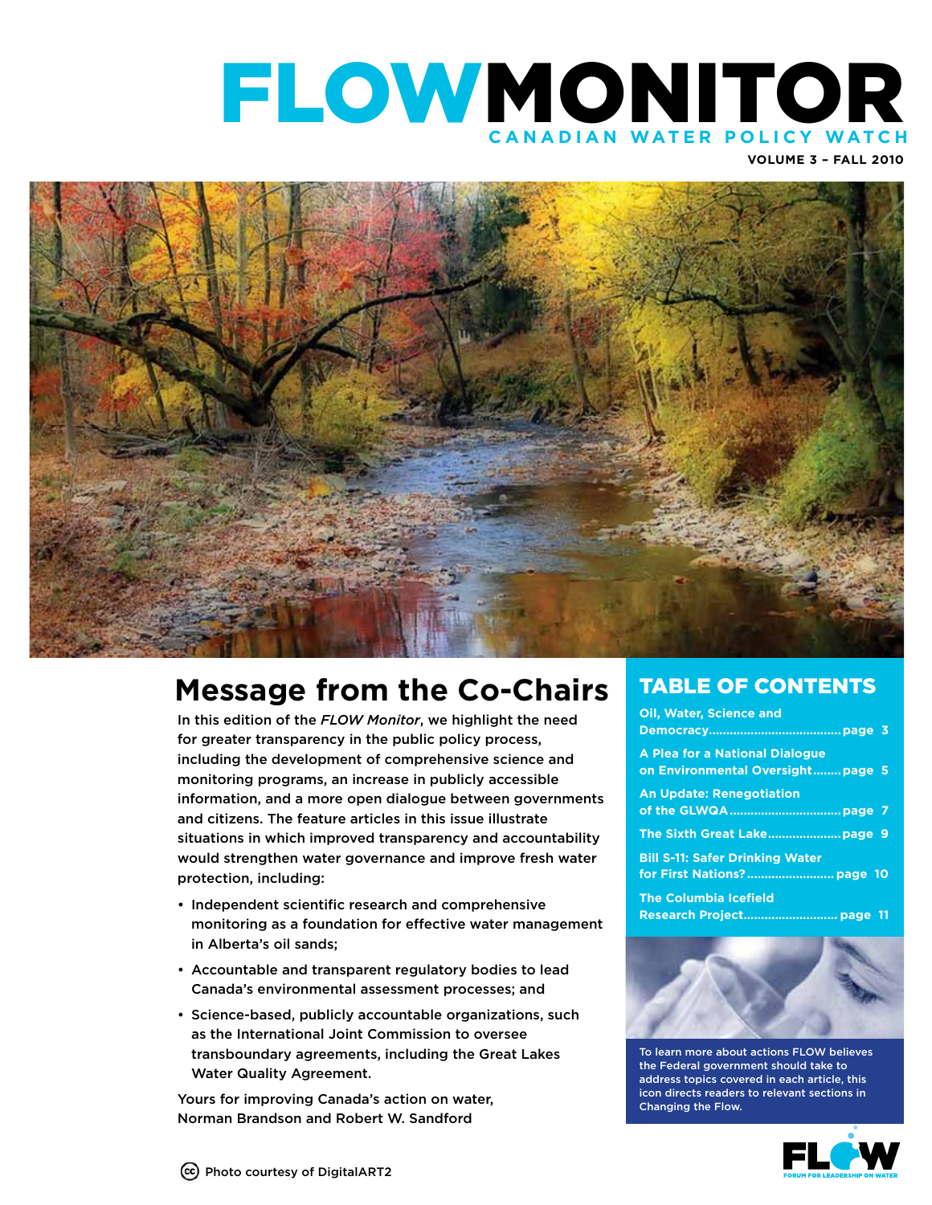# FLOWMONITOR

CANADIAN WATER POLICY WATCH

VOLUME 3 – FALL 2010

## Message from the Co-Chairs

In this edition of the *FLOW Monitor*, we highlight the need for greater transparency in the public policy process, including the development of comprehensive science and monitoring programs, an increase in publicly accessible information, and a more open dialogue between governments and citizens. The feature articles in this issue illustrate situations in which improved transparency and accountability would strengthen water governance and improve fresh water protection, including:

- Independent scientific research and comprehensive monitoring as a foundation for effective water management in Alberta's oil sands;
- Accountable and transparent regulatory bodies to lead Canada's environmental assessment processes; and
- Science-based, publicly accountable organizations, such as the International Joint Commission to oversee transboundary agreements, including the Great Lakes Water Quality Agreement.

Yours for improving Canada's action on water,
Norman Brandson and Robert W. Sandford

## TABLE OF CONTENTS

- Oil, Water, Science and Democracy....page 3
- A Plea for a National Dialogue on Environmental Oversight....page 5
- An Update: Renegotiation of the GLWQA....page 7
- The Sixth Great Lake....page 9
- Bill S-11: Safer Drinking Water for First Nations?....page 10
- The Columbia Icefield Research Project....page 11

To learn more about actions FLOW believes the Federal government should take to address topics covered in each article, this icon directs readers to relevant sections in Changing the Flow.

FLOW – FORUM FOR LEADERSHIP ON WATER

Photo courtesy of DigitalART2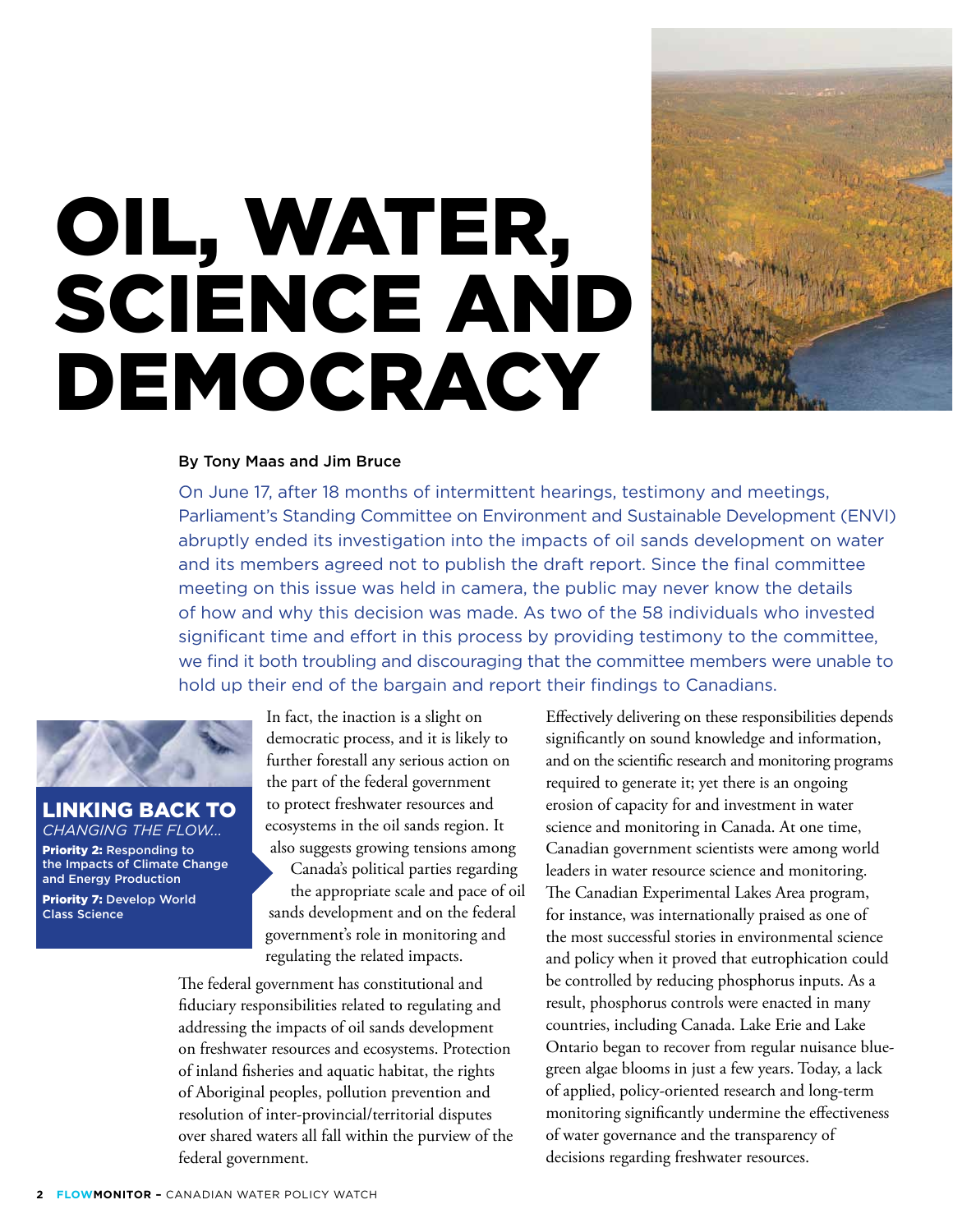# OIL, WATER, SCIENCE AND DEMOCRACY

By Tony Maas and Jim Bruce

On June 17, after 18 months of intermittent hearings, testimony and meetings, Parliament's Standing Committee on Environment and Sustainable Development (ENVI) abruptly ended its investigation into the impacts of oil sands development on water and its members agreed not to publish the draft report. Since the final committee meeting on this issue was held in camera, the public may never know the details of how and why this decision was made. As two of the 58 individuals who invested significant time and effort in this process by providing testimony to the committee, we find it both troubling and discouraging that the committee members were unable to hold up their end of the bargain and report their findings to Canadians.

**LINKING BACK TO**
*CHANGING THE FLOW...*
**Priority 2:** Responding to the Impacts of Climate Change and Energy Production
**Priority 7:** Develop World Class Science

In fact, the inaction is a slight on democratic process, and it is likely to further forestall any serious action on the part of the federal government to protect freshwater resources and ecosystems in the oil sands region. It also suggests growing tensions among Canada's political parties regarding the appropriate scale and pace of oil sands development and on the federal government's role in monitoring and regulating the related impacts.

The federal government has constitutional and fiduciary responsibilities related to regulating and addressing the impacts of oil sands development on freshwater resources and ecosystems. Protection of inland fisheries and aquatic habitat, the rights of Aboriginal peoples, pollution prevention and resolution of inter-provincial/territorial disputes over shared waters all fall within the purview of the federal government.

Effectively delivering on these responsibilities depends significantly on sound knowledge and information, and on the scientific research and monitoring programs required to generate it; yet there is an ongoing erosion of capacity for and investment in water science and monitoring in Canada. At one time, Canadian government scientists were among world leaders in water resource science and monitoring. The Canadian Experimental Lakes Area program, for instance, was internationally praised as one of the most successful stories in environmental science and policy when it proved that eutrophication could be controlled by reducing phosphorus inputs. As a result, phosphorus controls were enacted in many countries, including Canada. Lake Erie and Lake Ontario began to recover from regular nuisance blue-green algae blooms in just a few years. Today, a lack of applied, policy-oriented research and long-term monitoring significantly undermine the effectiveness of water governance and the transparency of decisions regarding freshwater resources.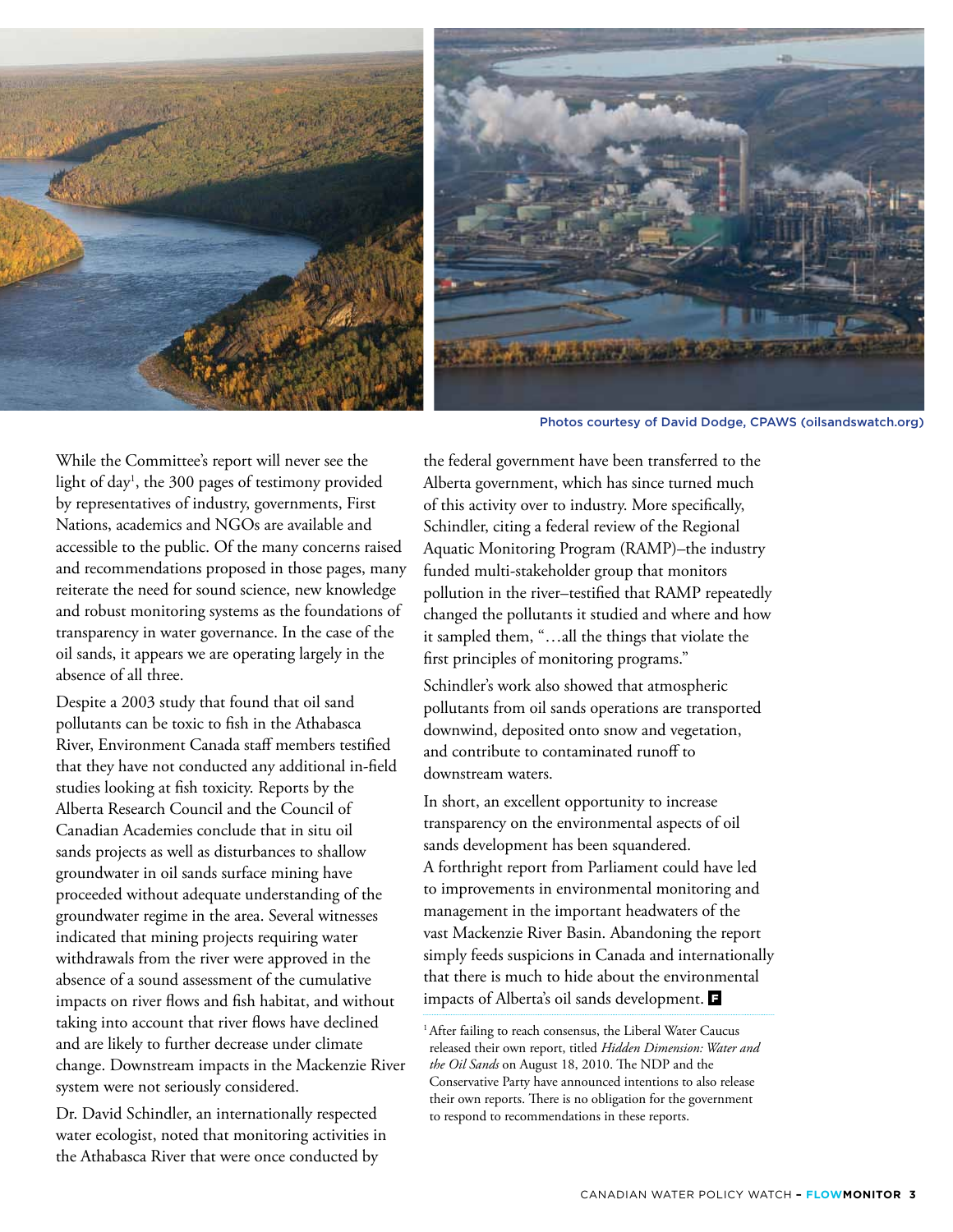Photos courtesy of David Dodge, CPAWS (oilsandswatch.org)

While the Committee's report will never see the light of day[1], the 300 pages of testimony provided by representatives of industry, governments, First Nations, academics and NGOs are available and accessible to the public. Of the many concerns raised and recommendations proposed in those pages, many reiterate the need for sound science, new knowledge and robust monitoring systems as the foundations of transparency in water governance. In the case of the oil sands, it appears we are operating largely in the absence of all three.

Despite a 2003 study that found that oil sand pollutants can be toxic to fish in the Athabasca River, Environment Canada staff members testified that they have not conducted any additional in-field studies looking at fish toxicity. Reports by the Alberta Research Council and the Council of Canadian Academies conclude that in situ oil sands projects as well as disturbances to shallow groundwater in oil sands surface mining have proceeded without adequate understanding of the groundwater regime in the area. Several witnesses indicated that mining projects requiring water withdrawals from the river were approved in the absence of a sound assessment of the cumulative impacts on river flows and fish habitat, and without taking into account that river flows have declined and are likely to further decrease under climate change. Downstream impacts in the Mackenzie River system were not seriously considered.

Dr. David Schindler, an internationally respected water ecologist, noted that monitoring activities in the Athabasca River that were once conducted by the federal government have been transferred to the Alberta government, which has since turned much of this activity over to industry. More specifically, Schindler, citing a federal review of the Regional Aquatic Monitoring Program (RAMP)–the industry funded multi-stakeholder group that monitors pollution in the river–testified that RAMP repeatedly changed the pollutants it studied and where and how it sampled them, "…all the things that violate the first principles of monitoring programs."

Schindler's work also showed that atmospheric pollutants from oil sands operations are transported downwind, deposited onto snow and vegetation, and contribute to contaminated runoff to downstream waters.

In short, an excellent opportunity to increase transparency on the environmental aspects of oil sands development has been squandered. A forthright report from Parliament could have led to improvements in environmental monitoring and management in the important headwaters of the vast Mackenzie River Basin. Abandoning the report simply feeds suspicions in Canada and internationally that there is much to hide about the environmental impacts of Alberta's oil sands development.

---

[1] After failing to reach consensus, the Liberal Water Caucus released their own report, titled *Hidden Dimension: Water and the Oil Sands* on August 18, 2010. The NDP and the Conservative Party have announced intentions to also release their own reports. There is no obligation for the government to respond to recommendations in these reports.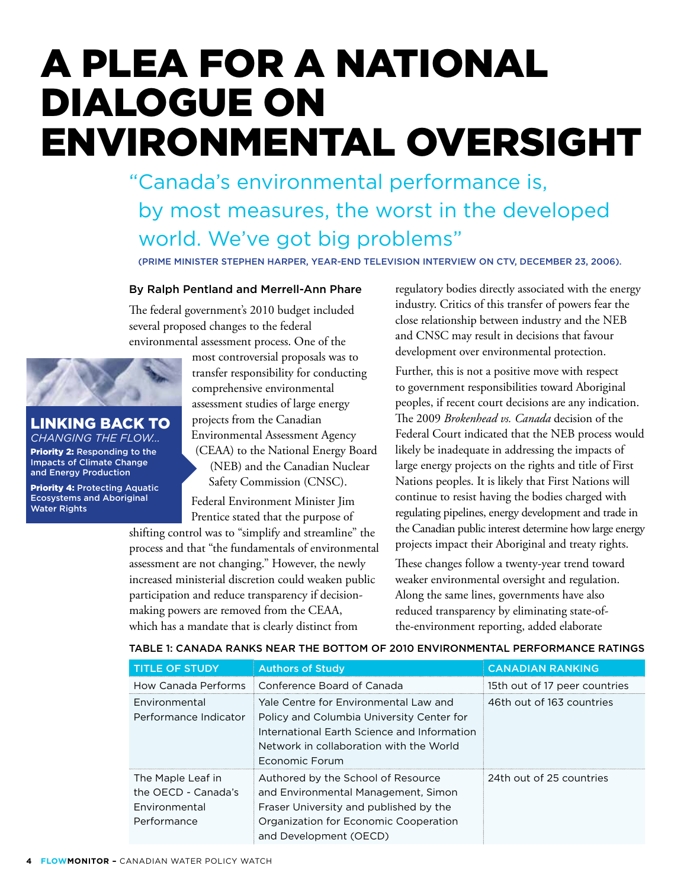# A PLEA FOR A NATIONAL DIALOGUE ON ENVIRONMENTAL OVERSIGHT

> "Canada's environmental performance is, by most measures, the worst in the developed world. We've got big problems"
>
> (PRIME MINISTER STEPHEN HARPER, YEAR-END TELEVISION INTERVIEW ON CTV, DECEMBER 23, 2006).

**By Ralph Pentland and Merrell-Ann Phare**

**LINKING BACK TO** *CHANGING THE FLOW...*

**Priority 2:** Responding to the Impacts of Climate Change and Energy Production

**Priority 4:** Protecting Aquatic Ecosystems and Aboriginal Water Rights

The federal government's 2010 budget included several proposed changes to the federal environmental assessment process. One of the most controversial proposals was to transfer responsibility for conducting comprehensive environmental assessment studies of large energy projects from the Canadian Environmental Assessment Agency (CEAA) to the National Energy Board (NEB) and the Canadian Nuclear Safety Commission (CNSC).

Federal Environment Minister Jim Prentice stated that the purpose of shifting control was to "simplify and streamline" the process and that "the fundamentals of environmental assessment are not changing." However, the newly increased ministerial discretion could weaken public participation and reduce transparency if decision-making powers are removed from the CEAA, which has a mandate that is clearly distinct from regulatory bodies directly associated with the energy industry. Critics of this transfer of powers fear the close relationship between industry and the NEB and CNSC may result in decisions that favour development over environmental protection.

Further, this is not a positive move with respect to government responsibilities toward Aboriginal peoples, if recent court decisions are any indication. The 2009 *Brokenhead vs. Canada* decision of the Federal Court indicated that the NEB process would likely be inadequate in addressing the impacts of large energy projects on the rights and title of First Nations peoples. It is likely that First Nations will continue to resist having the bodies charged with regulating pipelines, energy development and trade in the Canadian public interest determine how large energy projects impact their Aboriginal and treaty rights.

These changes follow a twenty-year trend toward weaker environmental oversight and regulation. Along the same lines, governments have also reduced transparency by eliminating state-of-the-environment reporting, added elaborate

TABLE 1: CANADA RANKS NEAR THE BOTTOM OF 2010 ENVIRONMENTAL PERFORMANCE RATINGS

| TITLE OF STUDY | Authors of Study | CANADIAN RANKING |
|---|---|---|
| How Canada Performs | Conference Board of Canada | 15th out of 17 peer countries |
| Environmental Performance Indicator | Yale Centre for Environmental Law and Policy and Columbia University Center for International Earth Science and Information Network in collaboration with the World Economic Forum | 46th out of 163 countries |
| The Maple Leaf in the OECD - Canada's Environmental Performance | Authored by the School of Resource and Environmental Management, Simon Fraser University and published by the Organization for Economic Cooperation and Development (OECD) | 24th out of 25 countries |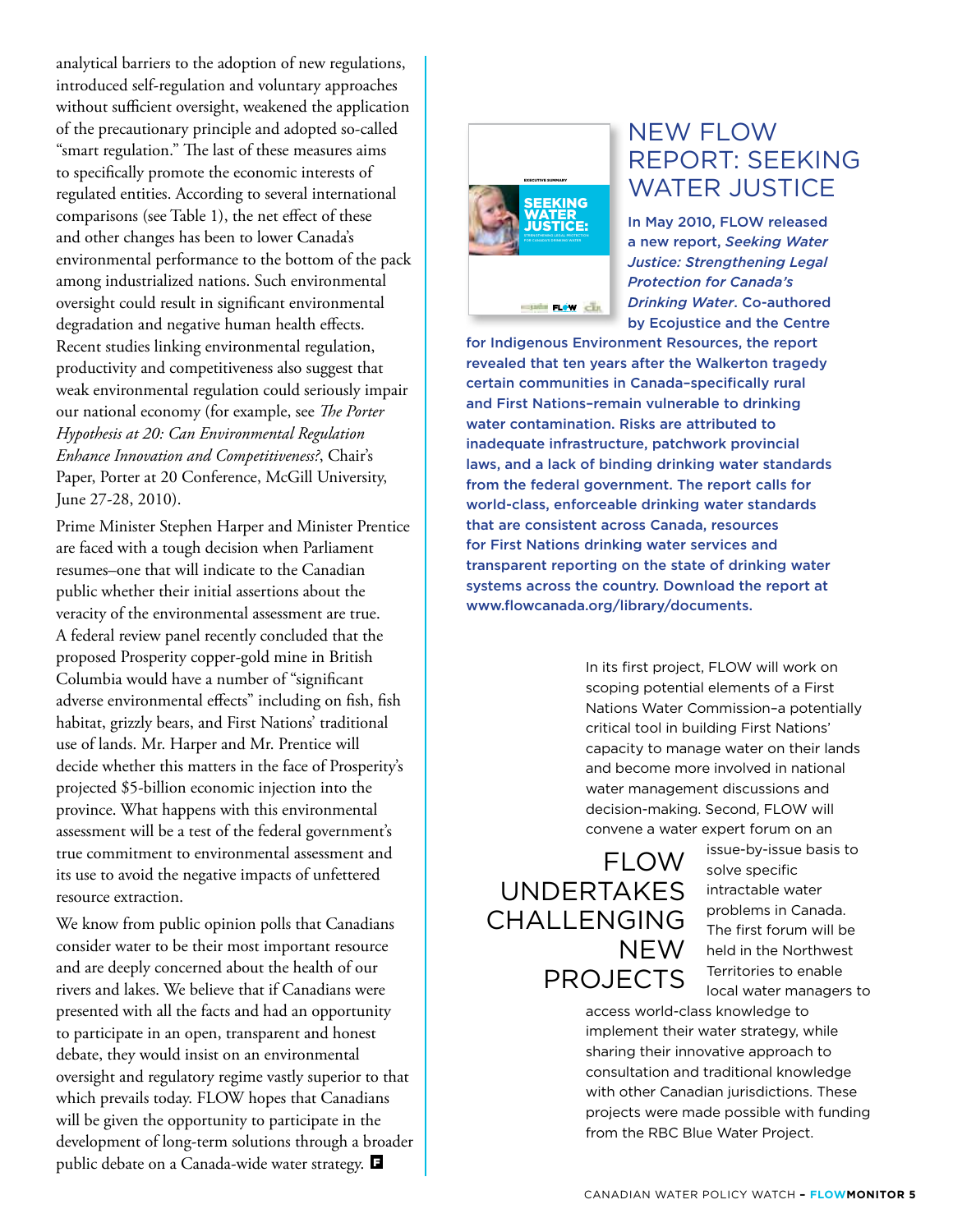analytical barriers to the adoption of new regulations, introduced self-regulation and voluntary approaches without sufficient oversight, weakened the application of the precautionary principle and adopted so-called "smart regulation." The last of these measures aims to specifically promote the economic interests of regulated entities. According to several international comparisons (see Table 1), the net effect of these and other changes has been to lower Canada's environmental performance to the bottom of the pack among industrialized nations. Such environmental oversight could result in significant environmental degradation and negative human health effects. Recent studies linking environmental regulation, productivity and competitiveness also suggest that weak environmental regulation could seriously impair our national economy (for example, see *The Porter Hypothesis at 20: Can Environmental Regulation Enhance Innovation and Competitiveness?*, Chair's Paper, Porter at 20 Conference, McGill University, June 27-28, 2010).

Prime Minister Stephen Harper and Minister Prentice are faced with a tough decision when Parliament resumes–one that will indicate to the Canadian public whether their initial assertions about the veracity of the environmental assessment are true. A federal review panel recently concluded that the proposed Prosperity copper-gold mine in British Columbia would have a number of "significant adverse environmental effects" including on fish, fish habitat, grizzly bears, and First Nations' traditional use of lands. Mr. Harper and Mr. Prentice will decide whether this matters in the face of Prosperity's projected $5-billion economic injection into the province. What happens with this environmental assessment will be a test of the federal government's true commitment to environmental assessment and its use to avoid the negative impacts of unfettered resource extraction.

We know from public opinion polls that Canadians consider water to be their most important resource and are deeply concerned about the health of our rivers and lakes. We believe that if Canadians were presented with all the facts and had an opportunity to participate in an open, transparent and honest debate, they would insist on an environmental oversight and regulatory regime vastly superior to that which prevails today. FLOW hopes that Canadians will be given the opportunity to participate in the development of long-term solutions through a broader public debate on a Canada-wide water strategy.

## NEW FLOW REPORT: SEEKING WATER JUSTICE

In May 2010, FLOW released a new report, *Seeking Water Justice: Strengthening Legal Protection for Canada's Drinking Water*. Co-authored by Ecojustice and the Centre for Indigenous Environment Resources, the report revealed that ten years after the Walkerton tragedy certain communities in Canada–specifically rural and First Nations–remain vulnerable to drinking water contamination. Risks are attributed to inadequate infrastructure, patchwork provincial laws, and a lack of binding drinking water standards from the federal government. The report calls for world-class, enforceable drinking water standards that are consistent across Canada, resources for First Nations drinking water services and transparent reporting on the state of drinking water systems across the country. Download the report at www.flowcanada.org/library/documents.

## FLOW UNDERTAKES CHALLENGING NEW PROJECTS

In its first project, FLOW will work on scoping potential elements of a First Nations Water Commission–a potentially critical tool in building First Nations' capacity to manage water on their lands and become more involved in national water management discussions and decision-making. Second, FLOW will convene a water expert forum on an issue-by-issue basis to solve specific intractable water problems in Canada. The first forum will be held in the Northwest Territories to enable local water managers to access world-class knowledge to implement their water strategy, while sharing their innovative approach to consultation and traditional knowledge with other Canadian jurisdictions. These projects were made possible with funding from the RBC Blue Water Project.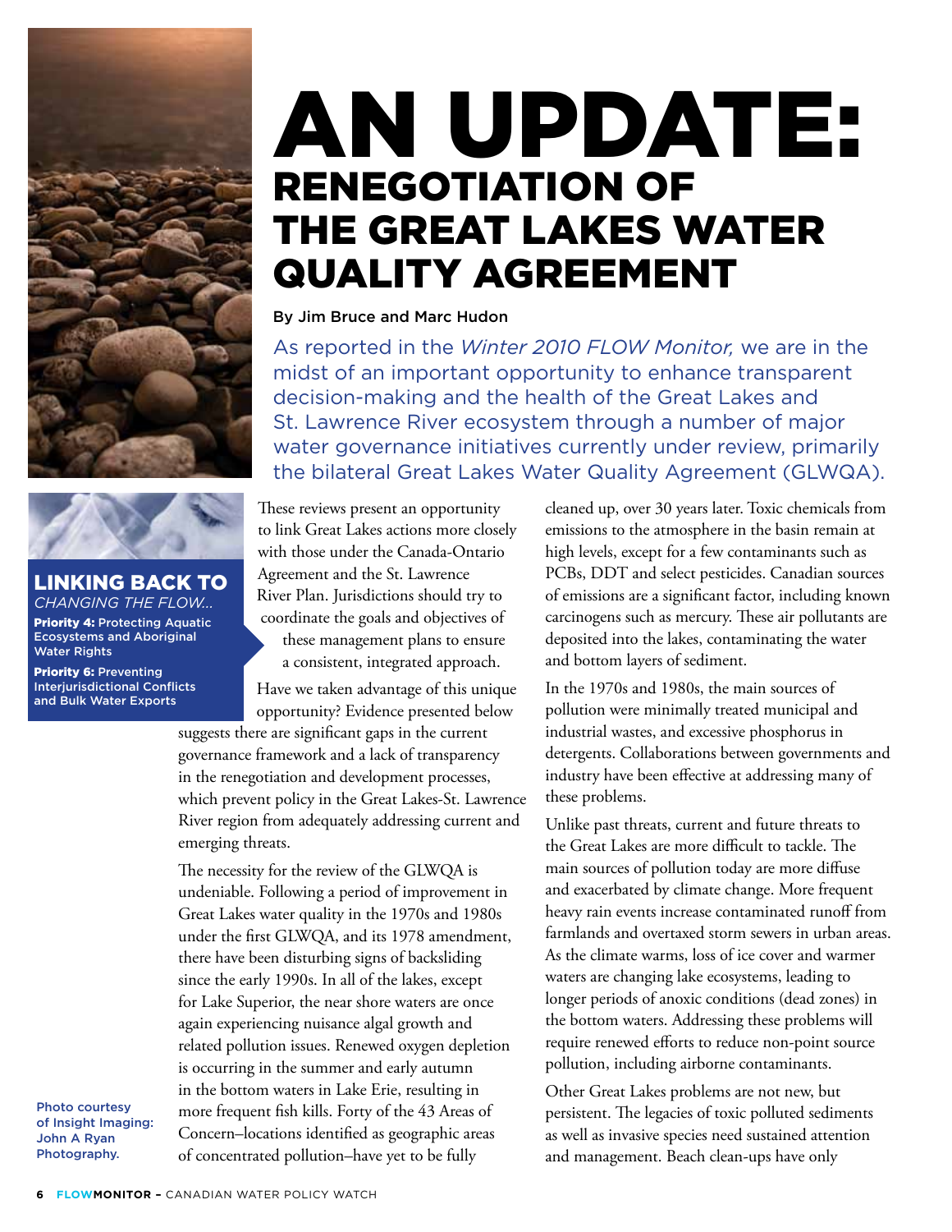# AN UPDATE:

## RENEGOTIATION OF THE GREAT LAKES WATER QUALITY AGREEMENT

By Jim Bruce and Marc Hudon

As reported in the *Winter 2010 FLOW Monitor,* we are in the midst of an important opportunity to enhance transparent decision-making and the health of the Great Lakes and St. Lawrence River ecosystem through a number of major water governance initiatives currently under review, primarily the bilateral Great Lakes Water Quality Agreement (GLWQA).

**LINKING BACK TO**
*CHANGING THE FLOW...*

**Priority 4:** Protecting Aquatic Ecosystems and Aboriginal Water Rights

**Priority 6:** Preventing Interjurisdictional Conflicts and Bulk Water Exports

These reviews present an opportunity to link Great Lakes actions more closely with those under the Canada-Ontario Agreement and the St. Lawrence River Plan. Jurisdictions should try to coordinate the goals and objectives of these management plans to ensure a consistent, integrated approach.

Have we taken advantage of this unique opportunity? Evidence presented below suggests there are significant gaps in the current governance framework and a lack of transparency in the renegotiation and development processes, which prevent policy in the Great Lakes-St. Lawrence River region from adequately addressing current and emerging threats.

The necessity for the review of the GLWQA is undeniable. Following a period of improvement in Great Lakes water quality in the 1970s and 1980s under the first GLWQA, and its 1978 amendment, there have been disturbing signs of backsliding since the early 1990s. In all of the lakes, except for Lake Superior, the near shore waters are once again experiencing nuisance algal growth and related pollution issues. Renewed oxygen depletion is occurring in the summer and early autumn in the bottom waters in Lake Erie, resulting in more frequent fish kills. Forty of the 43 Areas of Concern–locations identified as geographic areas of concentrated pollution–have yet to be fully cleaned up, over 30 years later. Toxic chemicals from emissions to the atmosphere in the basin remain at high levels, except for a few contaminants such as PCBs, DDT and select pesticides. Canadian sources of emissions are a significant factor, including known carcinogens such as mercury. These air pollutants are deposited into the lakes, contaminating the water and bottom layers of sediment.

In the 1970s and 1980s, the main sources of pollution were minimally treated municipal and industrial wastes, and excessive phosphorus in detergents. Collaborations between governments and industry have been effective at addressing many of these problems.

Unlike past threats, current and future threats to the Great Lakes are more difficult to tackle. The main sources of pollution today are more diffuse and exacerbated by climate change. More frequent heavy rain events increase contaminated runoff from farmlands and overtaxed storm sewers in urban areas. As the climate warms, loss of ice cover and warmer waters are changing lake ecosystems, leading to longer periods of anoxic conditions (dead zones) in the bottom waters. Addressing these problems will require renewed efforts to reduce non-point source pollution, including airborne contaminants.

Other Great Lakes problems are not new, but persistent. The legacies of toxic polluted sediments as well as invasive species need sustained attention and management. Beach clean-ups have only

Photo courtesy of Insight Imaging: John A Ryan Photography.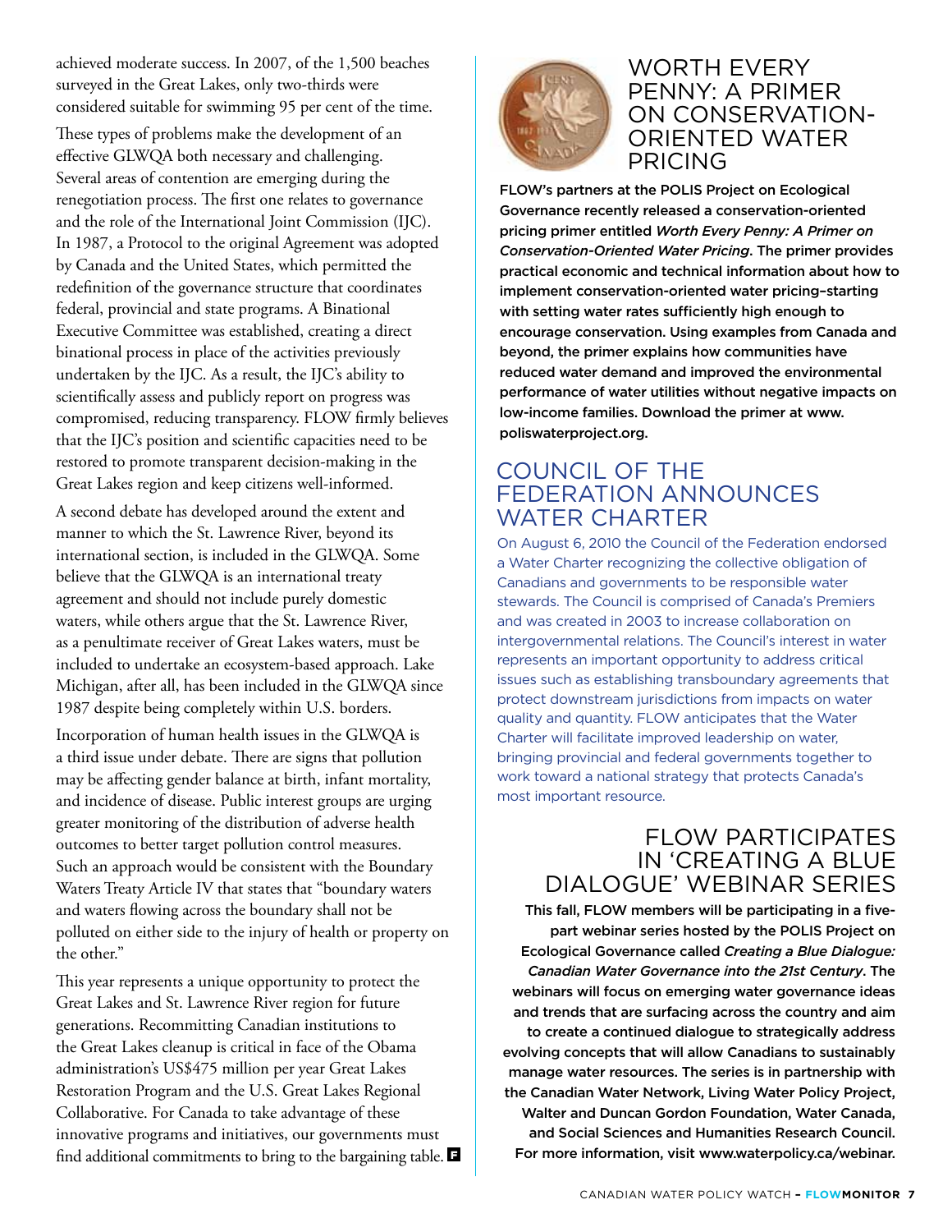achieved moderate success. In 2007, of the 1,500 beaches surveyed in the Great Lakes, only two-thirds were considered suitable for swimming 95 per cent of the time.

These types of problems make the development of an effective GLWQA both necessary and challenging. Several areas of contention are emerging during the renegotiation process. The first one relates to governance and the role of the International Joint Commission (IJC). In 1987, a Protocol to the original Agreement was adopted by Canada and the United States, which permitted the redefinition of the governance structure that coordinates federal, provincial and state programs. A Binational Executive Committee was established, creating a direct binational process in place of the activities previously undertaken by the IJC. As a result, the IJC's ability to scientifically assess and publicly report on progress was compromised, reducing transparency. FLOW firmly believes that the IJC's position and scientific capacities need to be restored to promote transparent decision-making in the Great Lakes region and keep citizens well-informed.

A second debate has developed around the extent and manner to which the St. Lawrence River, beyond its international section, is included in the GLWQA. Some believe that the GLWQA is an international treaty agreement and should not include purely domestic waters, while others argue that the St. Lawrence River, as a penultimate receiver of Great Lakes waters, must be included to undertake an ecosystem-based approach. Lake Michigan, after all, has been included in the GLWQA since 1987 despite being completely within U.S. borders.

Incorporation of human health issues in the GLWQA is a third issue under debate. There are signs that pollution may be affecting gender balance at birth, infant mortality, and incidence of disease. Public interest groups are urging greater monitoring of the distribution of adverse health outcomes to better target pollution control measures. Such an approach would be consistent with the Boundary Waters Treaty Article IV that states that "boundary waters and waters flowing across the boundary shall not be polluted on either side to the injury of health or property on the other."

This year represents a unique opportunity to protect the Great Lakes and St. Lawrence River region for future generations. Recommitting Canadian institutions to the Great Lakes cleanup is critical in face of the Obama administration's US$475 million per year Great Lakes Restoration Program and the U.S. Great Lakes Regional Collaborative. For Canada to take advantage of these innovative programs and initiatives, our governments must find additional commitments to bring to the bargaining table.

## WORTH EVERY PENNY: A PRIMER ON CONSERVATION-ORIENTED WATER PRICING

**FLOW's partners at the POLIS Project on Ecological Governance recently released a conservation-oriented pricing primer entitled *Worth Every Penny: A Primer on Conservation-Oriented Water Pricing*. The primer provides practical economic and technical information about how to implement conservation-oriented water pricing–starting with setting water rates sufficiently high enough to encourage conservation. Using examples from Canada and beyond, the primer explains how communities have reduced water demand and improved the environmental performance of water utilities without negative impacts on low-income families. Download the primer at www.poliswaterproject.org.**

## COUNCIL OF THE FEDERATION ANNOUNCES WATER CHARTER

On August 6, 2010 the Council of the Federation endorsed a Water Charter recognizing the collective obligation of Canadians and governments to be responsible water stewards. The Council is comprised of Canada's Premiers and was created in 2003 to increase collaboration on intergovernmental relations. The Council's interest in water represents an important opportunity to address critical issues such as establishing transboundary agreements that protect downstream jurisdictions from impacts on water quality and quantity. FLOW anticipates that the Water Charter will facilitate improved leadership on water, bringing provincial and federal governments together to work toward a national strategy that protects Canada's most important resource.

## FLOW PARTICIPATES IN 'CREATING A BLUE DIALOGUE' WEBINAR SERIES

**This fall, FLOW members will be participating in a five-part webinar series hosted by the POLIS Project on Ecological Governance called *Creating a Blue Dialogue: Canadian Water Governance into the 21st Century*. The webinars will focus on emerging water governance ideas and trends that are surfacing across the country and aim to create a continued dialogue to strategically address evolving concepts that will allow Canadians to sustainably manage water resources. The series is in partnership with the Canadian Water Network, Living Water Policy Project, Walter and Duncan Gordon Foundation, Water Canada, and Social Sciences and Humanities Research Council. For more information, visit www.waterpolicy.ca/webinar.**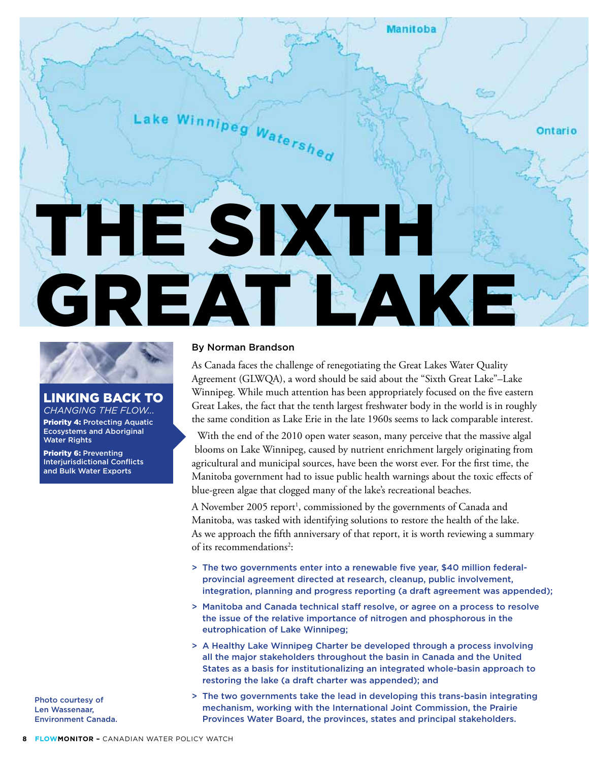# THE SIXTH GREAT LAKE

**LINKING BACK TO**
*CHANGING THE FLOW...*

**Priority 4:** Protecting Aquatic Ecosystems and Aboriginal Water Rights

**Priority 6:** Preventing Interjurisdictional Conflicts and Bulk Water Exports

Photo courtesy of Len Wassenaar, Environment Canada.

**By Norman Brandson**

As Canada faces the challenge of renegotiating the Great Lakes Water Quality Agreement (GLWQA), a word should be said about the "Sixth Great Lake"–Lake Winnipeg. While much attention has been appropriately focused on the five eastern Great Lakes, the fact that the tenth largest freshwater body in the world is in roughly the same condition as Lake Erie in the late 1960s seems to lack comparable interest.

With the end of the 2010 open water season, many perceive that the massive algal blooms on Lake Winnipeg, caused by nutrient enrichment largely originating from agricultural and municipal sources, have been the worst ever. For the first time, the Manitoba government had to issue public health warnings about the toxic effects of blue-green algae that clogged many of the lake's recreational beaches.

A November 2005 report[1], commissioned by the governments of Canada and Manitoba, was tasked with identifying solutions to restore the health of the lake. As we approach the fifth anniversary of that report, it is worth reviewing a summary of its recommendations[2]:

> The two governments enter into a renewable five year, $40 million federal-provincial agreement directed at research, cleanup, public involvement, integration, planning and progress reporting (a draft agreement was appended);

> Manitoba and Canada technical staff resolve, or agree on a process to resolve the issue of the relative importance of nitrogen and phosphorous in the eutrophication of Lake Winnipeg;

> A Healthy Lake Winnipeg Charter be developed through a process involving all the major stakeholders throughout the basin in Canada and the United States as a basis for institutionalizing an integrated whole-basin approach to restoring the lake (a draft charter was appended); and

> The two governments take the lead in developing this trans-basin integrating mechanism, working with the International Joint Commission, the Prairie Provinces Water Board, the provinces, states and principal stakeholders.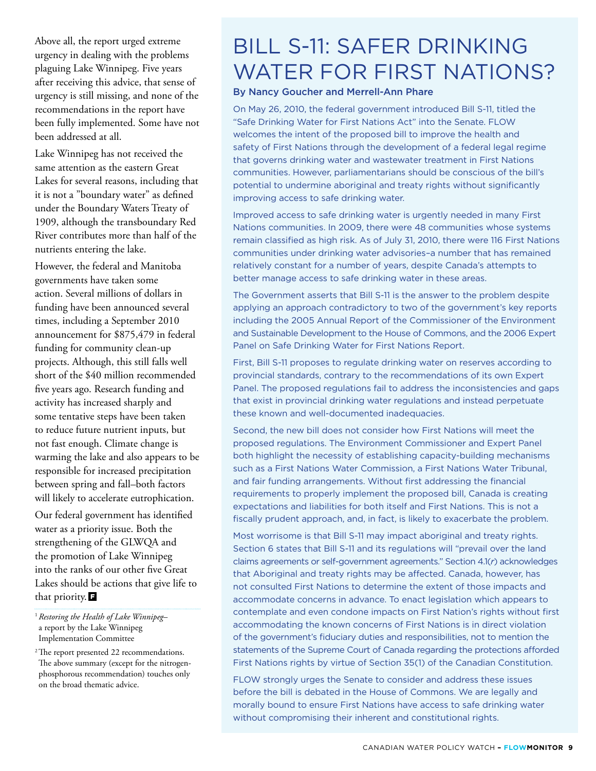Above all, the report urged extreme urgency in dealing with the problems plaguing Lake Winnipeg. Five years after receiving this advice, that sense of urgency is still missing, and none of the recommendations in the report have been fully implemented. Some have not been addressed at all.

Lake Winnipeg has not received the same attention as the eastern Great Lakes for several reasons, including that it is not a "boundary water" as defined under the Boundary Waters Treaty of 1909, although the transboundary Red River contributes more than half of the nutrients entering the lake.

However, the federal and Manitoba governments have taken some action. Several millions of dollars in funding have been announced several times, including a September 2010 announcement for $875,479 in federal funding for community clean-up projects. Although, this still falls well short of the $40 million recommended five years ago. Research funding and activity has increased sharply and some tentative steps have been taken to reduce future nutrient inputs, but not fast enough. Climate change is warming the lake and also appears to be responsible for increased precipitation between spring and fall–both factors will likely to accelerate eutrophication.

Our federal government has identified water as a priority issue. Both the strengthening of the GLWQA and the promotion of Lake Winnipeg into the ranks of our other five Great Lakes should be actions that give life to that priority.

[1] *Restoring the Health of Lake Winnipeg*– a report by the Lake Winnipeg Implementation Committee

[2] The report presented 22 recommendations. The above summary (except for the nitrogen-phosphorous recommendation) touches only on the broad thematic advice.

# BILL S-11: SAFER DRINKING WATER FOR FIRST NATIONS?

**By Nancy Goucher and Merrell-Ann Phare**

On May 26, 2010, the federal government introduced Bill S-11, titled the "Safe Drinking Water for First Nations Act" into the Senate. FLOW welcomes the intent of the proposed bill to improve the health and safety of First Nations through the development of a federal legal regime that governs drinking water and wastewater treatment in First Nations communities. However, parliamentarians should be conscious of the bill's potential to undermine aboriginal and treaty rights without significantly improving access to safe drinking water.

Improved access to safe drinking water is urgently needed in many First Nations communities. In 2009, there were 48 communities whose systems remain classified as high risk. As of July 31, 2010, there were 116 First Nations communities under drinking water advisories–a number that has remained relatively constant for a number of years, despite Canada's attempts to better manage access to safe drinking water in these areas.

The Government asserts that Bill S-11 is the answer to the problem despite applying an approach contradictory to two of the government's key reports including the 2005 Annual Report of the Commissioner of the Environment and Sustainable Development to the House of Commons, and the 2006 Expert Panel on Safe Drinking Water for First Nations Report.

First, Bill S-11 proposes to regulate drinking water on reserves according to provincial standards, contrary to the recommendations of its own Expert Panel. The proposed regulations fail to address the inconsistencies and gaps that exist in provincial drinking water regulations and instead perpetuate these known and well-documented inadequacies.

Second, the new bill does not consider how First Nations will meet the proposed regulations. The Environment Commissioner and Expert Panel both highlight the necessity of establishing capacity-building mechanisms such as a First Nations Water Commission, a First Nations Water Tribunal, and fair funding arrangements. Without first addressing the financial requirements to properly implement the proposed bill, Canada is creating expectations and liabilities for both itself and First Nations. This is not a fiscally prudent approach, and, in fact, is likely to exacerbate the problem.

Most worrisome is that Bill S-11 may impact aboriginal and treaty rights. Section 6 states that Bill S-11 and its regulations will "prevail over the land claims agreements or self-government agreements." Section 4.1(*r*) acknowledges that Aboriginal and treaty rights may be affected. Canada, however, has not consulted First Nations to determine the extent of those impacts and accommodate concerns in advance. To enact legislation which appears to contemplate and even condone impacts on First Nation's rights without first accommodating the known concerns of First Nations is in direct violation of the government's fiduciary duties and responsibilities, not to mention the statements of the Supreme Court of Canada regarding the protections afforded First Nations rights by virtue of Section 35(1) of the Canadian Constitution.

FLOW strongly urges the Senate to consider and address these issues before the bill is debated in the House of Commons. We are legally and morally bound to ensure First Nations have access to safe drinking water without compromising their inherent and constitutional rights.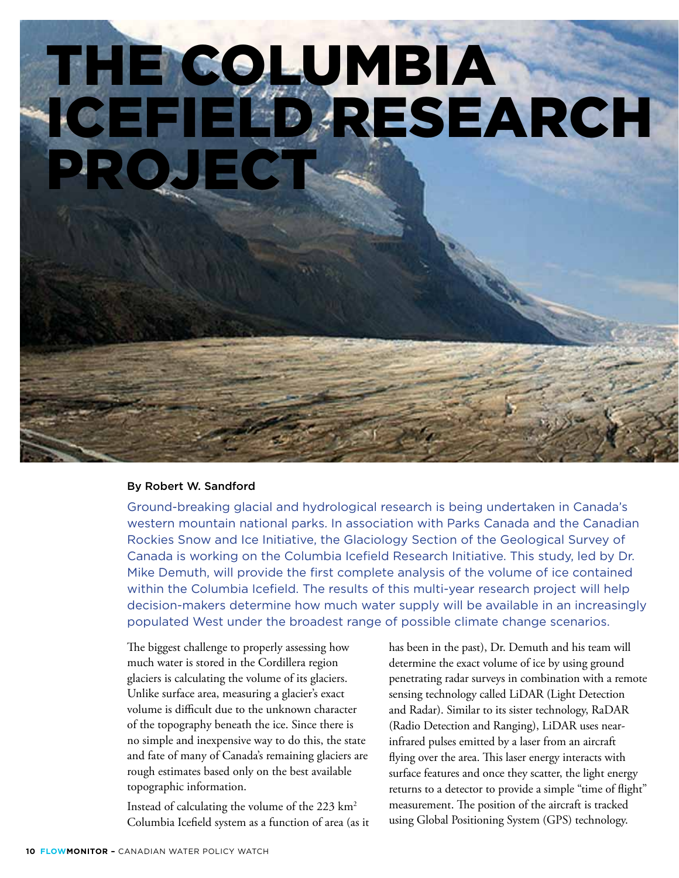# THE COLUMBIA ICEFIELD RESEARCH PROJECT

By Robert W. Sandford

Ground-breaking glacial and hydrological research is being undertaken in Canada's western mountain national parks. In association with Parks Canada and the Canadian Rockies Snow and Ice Initiative, the Glaciology Section of the Geological Survey of Canada is working on the Columbia Icefield Research Initiative. This study, led by Dr. Mike Demuth, will provide the first complete analysis of the volume of ice contained within the Columbia Icefield. The results of this multi-year research project will help decision-makers determine how much water supply will be available in an increasingly populated West under the broadest range of possible climate change scenarios.

The biggest challenge to properly assessing how much water is stored in the Cordillera region glaciers is calculating the volume of its glaciers. Unlike surface area, measuring a glacier's exact volume is difficult due to the unknown character of the topography beneath the ice. Since there is no simple and inexpensive way to do this, the state and fate of many of Canada's remaining glaciers are rough estimates based only on the best available topographic information.

Instead of calculating the volume of the 223 km$^2$ Columbia Icefield system as a function of area (as it has been in the past), Dr. Demuth and his team will determine the exact volume of ice by using ground penetrating radar surveys in combination with a remote sensing technology called LiDAR (Light Detection and Radar). Similar to its sister technology, RaDAR (Radio Detection and Ranging), LiDAR uses near-infrared pulses emitted by a laser from an aircraft flying over the area. This laser energy interacts with surface features and once they scatter, the light energy returns to a detector to provide a simple "time of flight" measurement. The position of the aircraft is tracked using Global Positioning System (GPS) technology.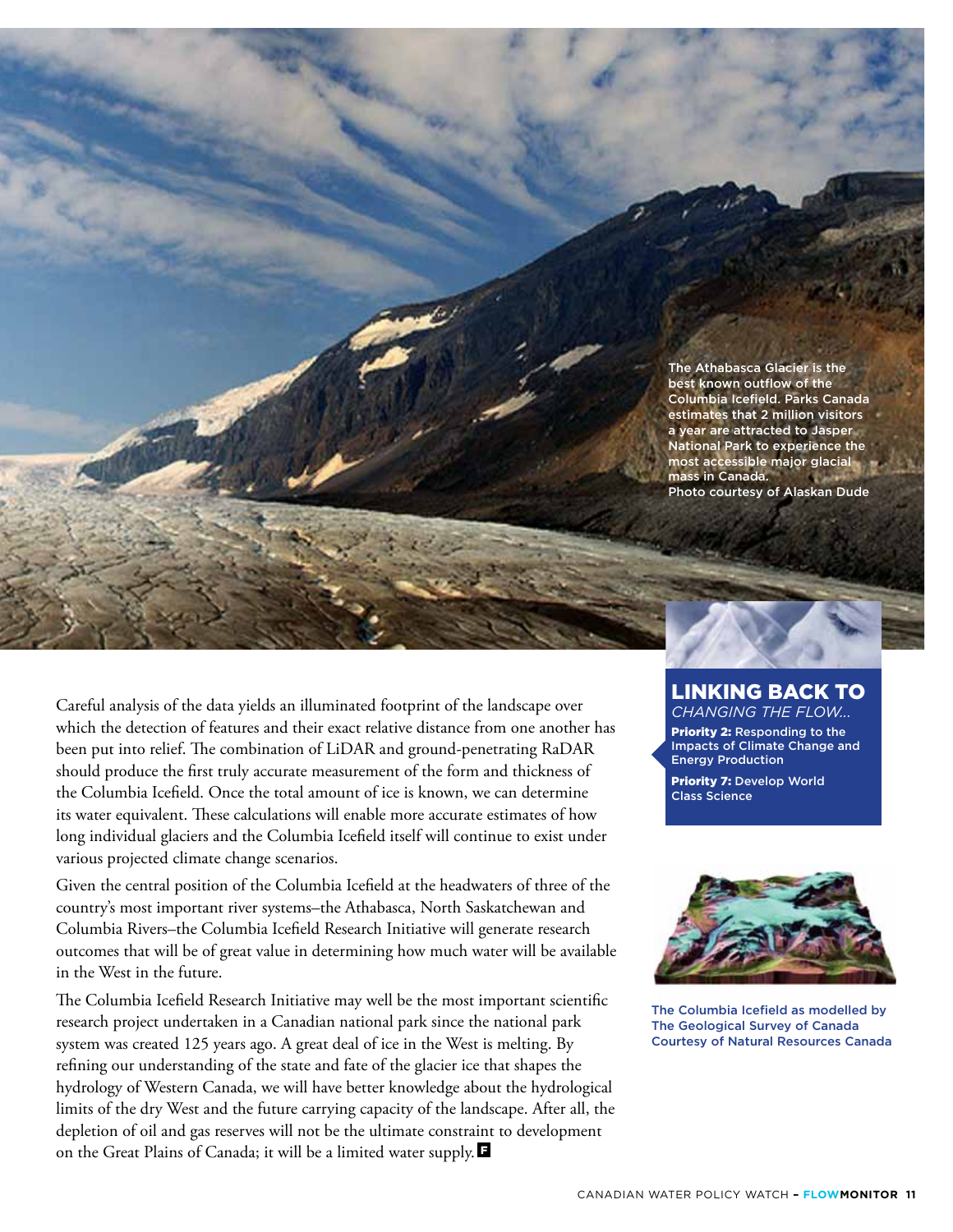The Athabasca Glacier is the best known outflow of the Columbia Icefield. Parks Canada estimates that 2 million visitors a year are attracted to Jasper National Park to experience the most accessible major glacial mass in Canada.
Photo courtesy of Alaskan Dude

Careful analysis of the data yields an illuminated footprint of the landscape over which the detection of features and their exact relative distance from one another has been put into relief. The combination of LiDAR and ground-penetrating RaDAR should produce the first truly accurate measurement of the form and thickness of the Columbia Icefield. Once the total amount of ice is known, we can determine its water equivalent. These calculations will enable more accurate estimates of how long individual glaciers and the Columbia Icefield itself will continue to exist under various projected climate change scenarios.

Given the central position of the Columbia Icefield at the headwaters of three of the country's most important river systems–the Athabasca, North Saskatchewan and Columbia Rivers–the Columbia Icefield Research Initiative will generate research outcomes that will be of great value in determining how much water will be available in the West in the future.

The Columbia Icefield Research Initiative may well be the most important scientific research project undertaken in a Canadian national park since the national park system was created 125 years ago. A great deal of ice in the West is melting. By refining our understanding of the state and fate of the glacier ice that shapes the hydrology of Western Canada, we will have better knowledge about the hydrological limits of the dry West and the future carrying capacity of the landscape. After all, the depletion of oil and gas reserves will not be the ultimate constraint to development on the Great Plains of Canada; it will be a limited water supply.

## LINKING BACK TO
*CHANGING THE FLOW...*

**Priority 2:** Responding to the Impacts of Climate Change and Energy Production

**Priority 7:** Develop World Class Science

The Columbia Icefield as modelled by The Geological Survey of Canada
Courtesy of Natural Resources Canada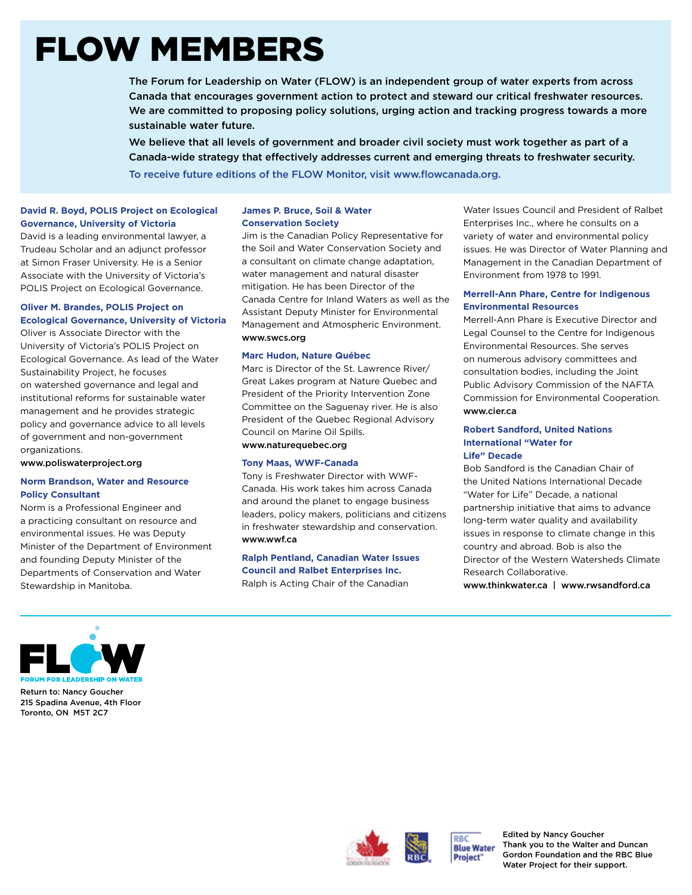# FLOW MEMBERS

**The Forum for Leadership on Water (FLOW) is an independent group of water experts from across Canada that encourages government action to protect and steward our critical freshwater resources. We are committed to proposing policy solutions, urging action and tracking progress towards a more sustainable water future.**

**We believe that all levels of government and broader civil society must work together as part of a Canada-wide strategy that effectively addresses current and emerging threats to freshwater security.**

To receive future editions of the FLOW Monitor, visit www.flowcanada.org.

**David R. Boyd, POLIS Project on Ecological Governance, University of Victoria**
David is a leading environmental lawyer, a Trudeau Scholar and an adjunct professor at Simon Fraser University. He is a Senior Associate with the University of Victoria's POLIS Project on Ecological Governance.

**Oliver M. Brandes, POLIS Project on Ecological Governance, University of Victoria**
Oliver is Associate Director with the University of Victoria's POLIS Project on Ecological Governance. As lead of the Water Sustainability Project, he focuses on watershed governance and legal and institutional reforms for sustainable water management and he provides strategic policy and governance advice to all levels of government and non-government organizations.
**www.poliswaterproject.org**

**Norm Brandson, Water and Resource Policy Consultant**
Norm is a Professional Engineer and a practicing consultant on resource and environmental issues. He was Deputy Minister of the Department of Environment and founding Deputy Minister of the Departments of Conservation and Water Stewardship in Manitoba.

**James P. Bruce, Soil & Water Conservation Society**
Jim is the Canadian Policy Representative for the Soil and Water Conservation Society and a consultant on climate change adaptation, water management and natural disaster mitigation. He has been Director of the Canada Centre for Inland Waters as well as the Assistant Deputy Minister for Environmental Management and Atmospheric Environment.
**www.swcs.org**

**Marc Hudon, Nature Québec**
Marc is Director of the St. Lawrence River/Great Lakes program at Nature Quebec and President of the Priority Intervention Zone Committee on the Saguenay river. He is also President of the Quebec Regional Advisory Council on Marine Oil Spills.
**www.naturequebec.org**

**Tony Maas, WWF-Canada**
Tony is Freshwater Director with WWF-Canada. His work takes him across Canada and around the planet to engage business leaders, policy makers, politicians and citizens in freshwater stewardship and conservation.
**www.wwf.ca**

**Ralph Pentland, Canadian Water Issues Council and Ralbet Enterprises Inc.**
Ralph is Acting Chair of the Canadian Water Issues Council and President of Ralbet Enterprises Inc., where he consults on a variety of water and environmental policy issues. He was Director of Water Planning and Management in the Canadian Department of Environment from 1978 to 1991.

**Merrell-Ann Phare, Centre for Indigenous Environmental Resources**
Merrell-Ann Phare is Executive Director and Legal Counsel to the Centre for Indigenous Environmental Resources. She serves on numerous advisory committees and consultation bodies, including the Joint Public Advisory Commission of the NAFTA Commission for Environmental Cooperation.
**www.cier.ca**

**Robert Sandford, United Nations International "Water for Life" Decade**
Bob Sandford is the Canadian Chair of the United Nations International Decade "Water for Life" Decade, a national partnership initiative that aims to advance long-term water quality and availability issues in response to climate change in this country and abroad. Bob is also the Director of the Western Watersheds Climate Research Collaborative.
**www.thinkwater.ca | www.rwsandford.ca**

FLOW
FORUM FOR LEADERSHIP ON WATER

**Return to: Nancy Goucher**
**215 Spadina Avenue, 4th Floor**
**Toronto, ON M5T 2C7**

**Edited by Nancy Goucher**
**Thank you to the Walter and Duncan Gordon Foundation and the RBC Blue Water Project for their support.**